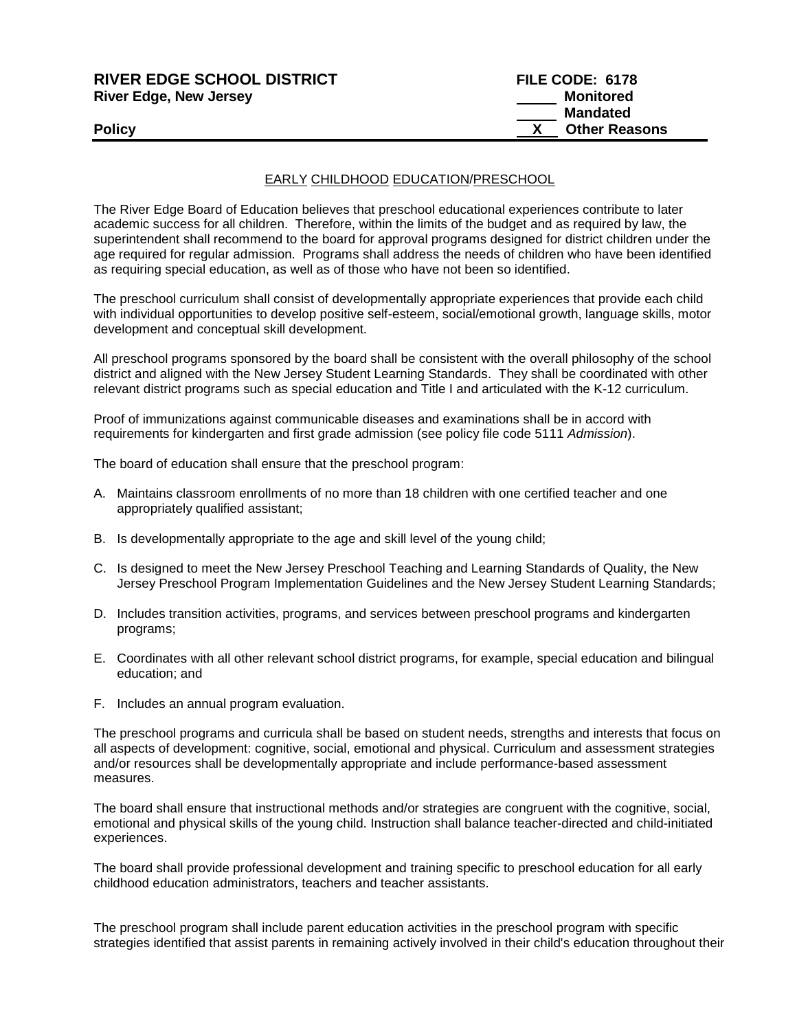**RIVER EDGE SCHOOL DISTRICT**
**River Edge, New Jersey**

**FILE CODE: 6178**
_____ **Monitored**
_____ **Mandated**
__X__ **Other Reasons**

**Policy**

# EARLY CHILDHOOD EDUCATION/PRESCHOOL

The River Edge Board of Education believes that preschool educational experiences contribute to later academic success for all children. Therefore, within the limits of the budget and as required by law, the superintendent shall recommend to the board for approval programs designed for district children under the age required for regular admission. Programs shall address the needs of children who have been identified as requiring special education, as well as of those who have not been so identified.

The preschool curriculum shall consist of developmentally appropriate experiences that provide each child with individual opportunities to develop positive self-esteem, social/emotional growth, language skills, motor development and conceptual skill development.

All preschool programs sponsored by the board shall be consistent with the overall philosophy of the school district and aligned with the New Jersey Student Learning Standards. They shall be coordinated with other relevant district programs such as special education and Title I and articulated with the K-12 curriculum.

Proof of immunizations against communicable diseases and examinations shall be in accord with requirements for kindergarten and first grade admission (see policy file code 5111 *Admission*).

The board of education shall ensure that the preschool program:

A. Maintains classroom enrollments of no more than 18 children with one certified teacher and one appropriately qualified assistant;

B. Is developmentally appropriate to the age and skill level of the young child;

C. Is designed to meet the New Jersey Preschool Teaching and Learning Standards of Quality, the New Jersey Preschool Program Implementation Guidelines and the New Jersey Student Learning Standards;

D. Includes transition activities, programs, and services between preschool programs and kindergarten programs;

E. Coordinates with all other relevant school district programs, for example, special education and bilingual education; and

F. Includes an annual program evaluation.

The preschool programs and curricula shall be based on student needs, strengths and interests that focus on all aspects of development: cognitive, social, emotional and physical. Curriculum and assessment strategies and/or resources shall be developmentally appropriate and include performance-based assessment measures.

The board shall ensure that instructional methods and/or strategies are congruent with the cognitive, social, emotional and physical skills of the young child. Instruction shall balance teacher-directed and child-initiated experiences.

The board shall provide professional development and training specific to preschool education for all early childhood education administrators, teachers and teacher assistants.

The preschool program shall include parent education activities in the preschool program with specific strategies identified that assist parents in remaining actively involved in their child's education throughout their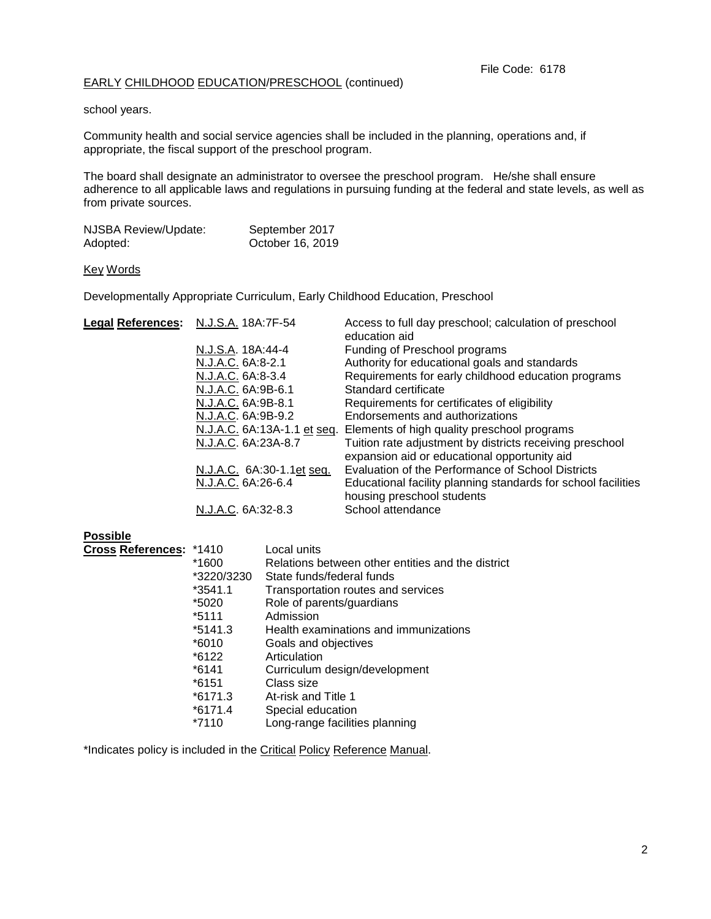File Code: 6178

EARLY CHILDHOOD EDUCATION/PRESCHOOL (continued)

school years.

Community health and social service agencies shall be included in the planning, operations and, if appropriate, the fiscal support of the preschool program.

The board shall designate an administrator to oversee the preschool program. He/she shall ensure adherence to all applicable laws and regulations in pursuing funding at the federal and state levels, as well as from private sources.

| | |
|---|---|
| NJSBA Review/Update: | September 2017 |
| Adopted: | October 16, 2019 |

Key Words

Developmentally Appropriate Curriculum, Early Childhood Education, Preschool

| | | |
|---|---|---|
| **Legal References:** | N.J.S.A. 18A:7F-54 | Access to full day preschool; calculation of preschool education aid |
| | N.J.S.A. 18A:44-4 | Funding of Preschool programs |
| | N.J.A.C. 6A:8-2.1 | Authority for educational goals and standards |
| | N.J.A.C. 6A:8-3.4 | Requirements for early childhood education programs |
| | N.J.A.C. 6A:9B-6.1 | Standard certificate |
| | N.J.A.C. 6A:9B-8.1 | Requirements for certificates of eligibility |
| | N.J.A.C. 6A:9B-9.2 | Endorsements and authorizations |
| | N.J.A.C. 6A:13A-1.1 et seq. | Elements of high quality preschool programs |
| | N.J.A.C. 6A:23A-8.7 | Tuition rate adjustment by districts receiving preschool expansion aid or educational opportunity aid |
| | N.J.A.C. 6A:30-1.1et seq. | Evaluation of the Performance of School Districts |
| | N.J.A.C. 6A:26-6.4 | Educational facility planning standards for school facilities housing preschool students |
| | N.J.A.C. 6A:32-8.3 | School attendance |

| | | |
|---|---|---|
| **Possible Cross References:** | *1410 | Local units |
| | *1600 | Relations between other entities and the district |
| | *3220/3230 | State funds/federal funds |
| | *3541.1 | Transportation routes and services |
| | *5020 | Role of parents/guardians |
| | *5111 | Admission |
| | *5141.3 | Health examinations and immunizations |
| | *6010 | Goals and objectives |
| | *6122 | Articulation |
| | *6141 | Curriculum design/development |
| | *6151 | Class size |
| | *6171.3 | At-risk and Title 1 |
| | *6171.4 | Special education |
| | *7110 | Long-range facilities planning |

*Indicates policy is included in the Critical Policy Reference Manual.